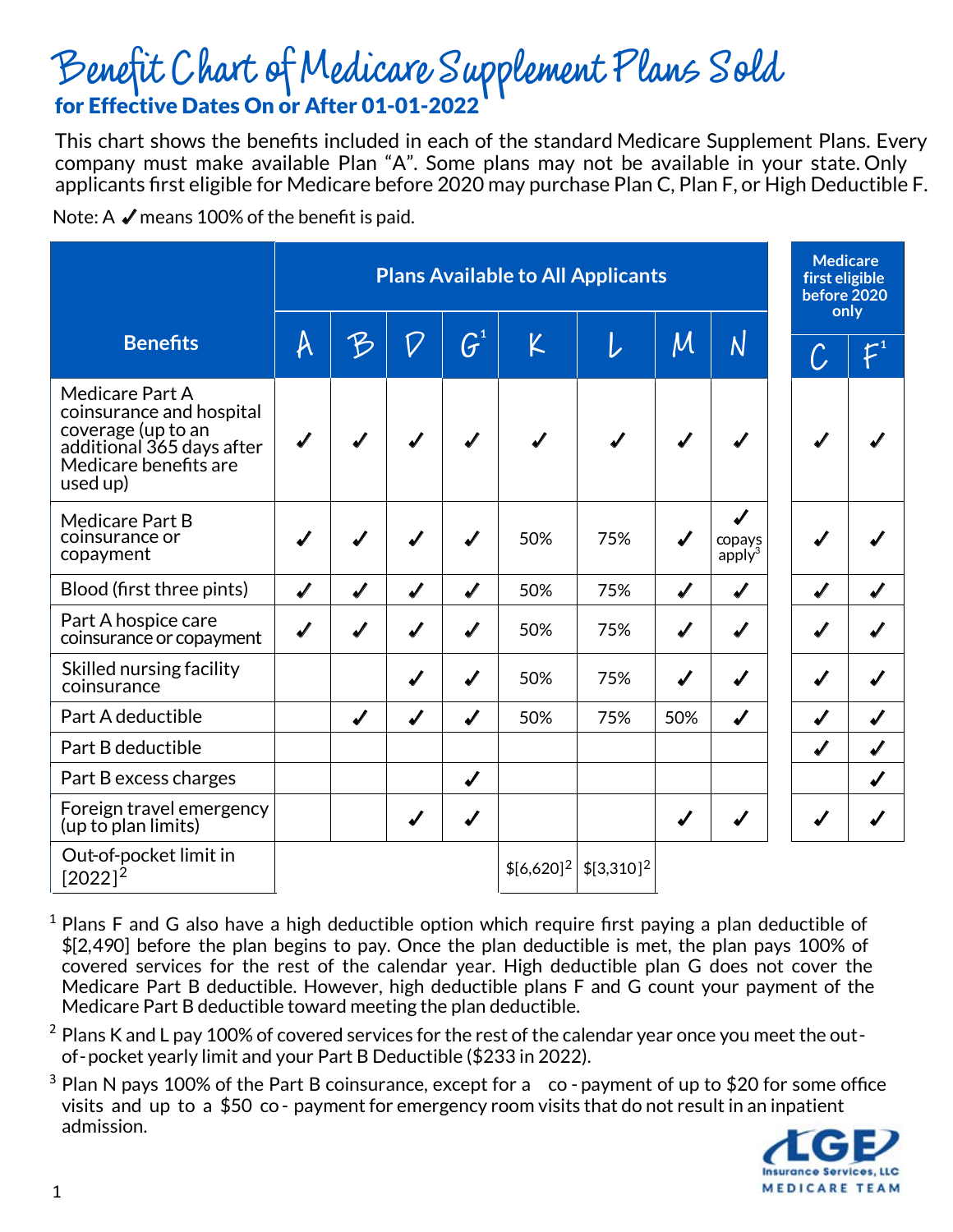# Benefit Chart of Medicare Supplement Plans Sold

## for Effective Dates On or After 01-01-2022

This chart shows the benefits included in each of the standard Medicare Supplement Plans. Every company must make available Plan "A". Some plans may not be available in your state. Only applicants first eligible for Medicare before 2020 may purchase Plan C, Plan F, or High Deductible F.

Note: A ✓ means 100% of the benefit is paid.

| Benefits | Plans Available to All Applicants | | | | | | | | Medicare first eligible before 2020 only | |
|---|---|---|---|---|---|---|---|---|---|---|
| | A | B | D | G[1] | K | L | M | N | C | F[1] |
| Medicare Part A coinsurance and hospital coverage (up to an additional 365 days after Medicare benefits are used up) | ✓ | ✓ | ✓ | ✓ | ✓ | ✓ | ✓ | ✓ | ✓ | ✓ |
| Medicare Part B coinsurance or copayment | ✓ | ✓ | ✓ | ✓ | 50% | 75% | ✓ | ✓ copays apply[3] | ✓ | ✓ |
| Blood (first three pints) | ✓ | ✓ | ✓ | ✓ | 50% | 75% | ✓ | ✓ | ✓ | ✓ |
| Part A hospice care coinsurance or copayment | ✓ | ✓ | ✓ | ✓ | 50% | 75% | ✓ | ✓ | ✓ | ✓ |
| Skilled nursing facility coinsurance | | | ✓ | ✓ | 50% | 75% | ✓ | ✓ | ✓ | ✓ |
| Part A deductible | | ✓ | ✓ | ✓ | 50% | 75% | 50% | ✓ | ✓ | ✓ |
| Part B deductible | | | | | | | | | ✓ | ✓ |
| Part B excess charges | | | | ✓ | | | | | | ✓ |
| Foreign travel emergency (up to plan limits) | | | ✓ | ✓ | | | ✓ | ✓ | ✓ | ✓ |
| Out-of-pocket limit in [2022][2] | | | | | $[6,620][2] | $[3,310][2] | | | | |

[1] Plans F and G also have a high deductible option which require first paying a plan deductible of $[2,490] before the plan begins to pay. Once the plan deductible is met, the plan pays 100% of covered services for the rest of the calendar year. High deductible plan G does not cover the Medicare Part B deductible. However, high deductible plans F and G count your payment of the Medicare Part B deductible toward meeting the plan deductible.

[2] Plans K and L pay 100% of covered services for the rest of the calendar year once you meet the out-of-pocket yearly limit and your Part B Deductible ($233 in 2022).

[3] Plan N pays 100% of the Part B coinsurance, except for a co-payment of up to $20 for some office visits and up to a $50 co-payment for emergency room visits that do not result in an inpatient admission.

LGE Insurance Services, LLC
MEDICARE TEAM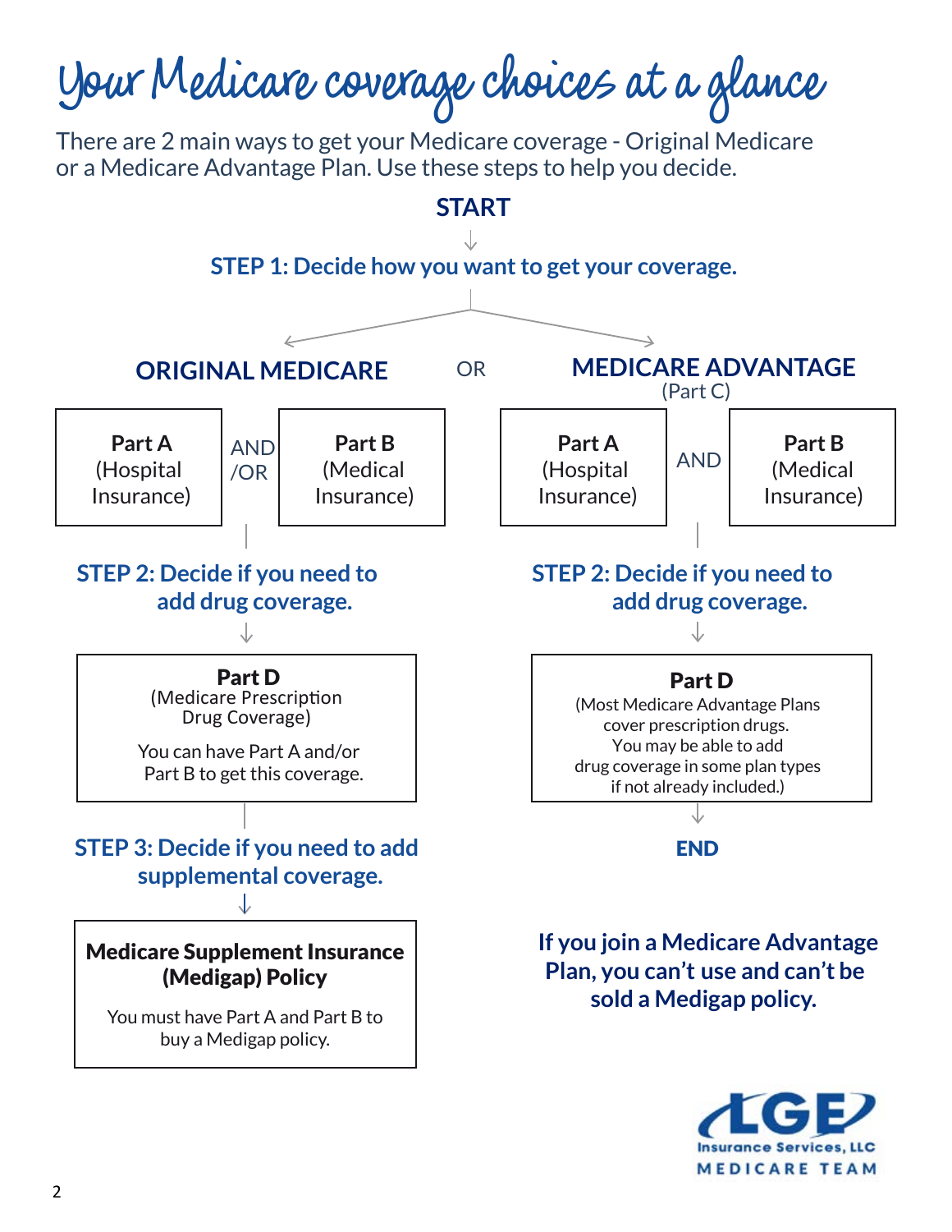# Your Medicare coverage choices at a glance

There are 2 main ways to get your Medicare coverage - Original Medicare or a Medicare Advantage Plan. Use these steps to help you decide.

**START**

**STEP 1: Decide how you want to get your coverage.**

## ORIGINAL MEDICARE

OR

## MEDICARE ADVANTAGE (Part C)

### Original Medicare

**Part A** (Hospital Insurance) AND/OR **Part B** (Medical Insurance)

**STEP 2: Decide if you need to add drug coverage.**

**Part D** (Medicare Prescription Drug Coverage)

You can have Part A and/or Part B to get this coverage.

**STEP 3: Decide if you need to add supplemental coverage.**

**Medicare Supplement Insurance (Medigap) Policy**

You must have Part A and Part B to buy a Medigap policy.

### Medicare Advantage

**Part A** (Hospital Insurance) AND **Part B** (Medical Insurance)

**STEP 2: Decide if you need to add drug coverage.**

**Part D** (Most Medicare Advantage Plans cover prescription drugs. You may be able to add drug coverage in some plan types if not already included.)

**END**

**If you join a Medicare Advantage Plan, you can't use and can't be sold a Medigap policy.**

LGE Insurance Services, LLC
MEDICARE TEAM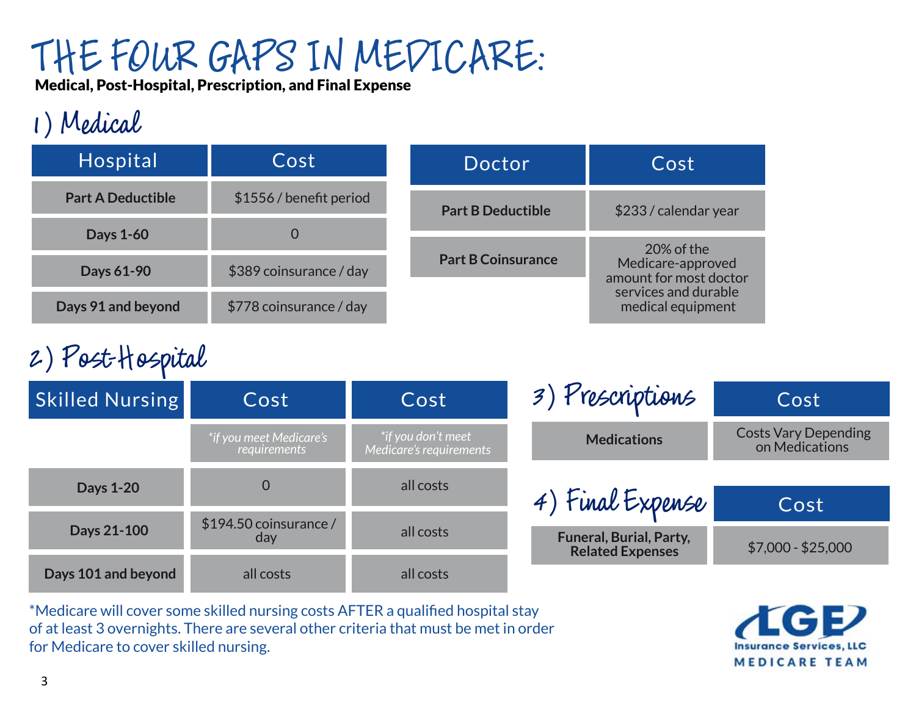# THE FOUR GAPS IN MEDICARE:

**Medical, Post-Hospital, Prescription, and Final Expense**

## 1) Medical

| Hospital | Cost |
|---|---|
| **Part A Deductible** | $1556 / benefit period |
| **Days 1-60** | 0 |
| **Days 61-90** | $389 coinsurance / day |
| **Days 91 and beyond** | $778 coinsurance / day |

| Doctor | Cost |
|---|---|
| **Part B Deductible** | $233 / calendar year |
| **Part B Coinsurance** | 20% of the Medicare-approved amount for most doctor services and durable medical equipment |

## 2) Post-Hospital

| Skilled Nursing | Cost | Cost |
|---|---|---|
| | *\*if you meet Medicare's requirements* | *\*if you don't meet Medicare's requirements* |
| **Days 1-20** | 0 | all costs |
| **Days 21-100** | $194.50 coinsurance / day | all costs |
| **Days 101 and beyond** | all costs | all costs |

\*Medicare will cover some skilled nursing costs AFTER a qualified hospital stay of at least 3 overnights. There are several other criteria that must be met in order for Medicare to cover skilled nursing.

## 3) Prescriptions

| 3) Prescriptions | Cost |
|---|---|
| **Medications** | Costs Vary Depending on Medications |

## 4) Final Expense

| 4) Final Expense | Cost |
|---|---|
| **Funeral, Burial, Party, Related Expenses** | $7,000 - $25,000 |

LGE Insurance Services, LLC
MEDICARE TEAM